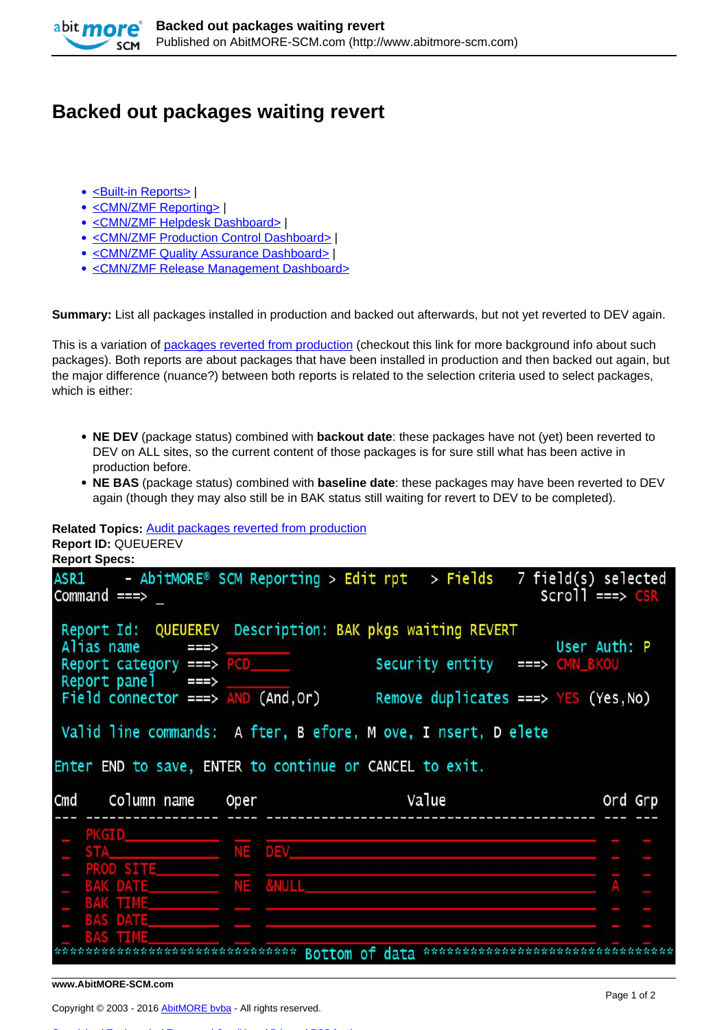# Backed out packages waiting revert

- <Built-in Reports> |
- <CMN/ZMF Reporting> |
- <CMN/ZMF Helpdesk Dashboard> |
- <CMN/ZMF Production Control Dashboard> |
- <CMN/ZMF Quality Assurance Dashboard> |
- <CMN/ZMF Release Management Dashboard>

**Summary:** List all packages installed in production and backed out afterwards, but not yet reverted to DEV again.

This is a variation of packages reverted from production (checkout this link for more background info about such packages). Both reports are about packages that have been installed in production and then backed out again, but the major difference (nuance?) between both reports is related to the selection criteria used to select packages, which is either:

- **NE DEV** (package status) combined with **backout date**: these packages have not (yet) been reverted to DEV on ALL sites, so the current content of those packages is for sure still what has been active in production before.
- **NE BAS** (package status) combined with **baseline date**: these packages may have been reverted to DEV again (though they may also still be in BAK status still waiting for revert to DEV to be completed).

**Related Topics:** Audit packages reverted from production
**Report ID:** QUEUEREV
**Report Specs:**

```
ASR1     - AbitMORE® SCM Reporting > Edit rpt   > Fields   7 field(s) selected
Command ===> _                                               Scroll ===> CSR

 Report Id:  QUEUEREV  Description: BAK pkgs waiting REVERT
 Alias name        ===> ________                                User Auth: P
 Report category   ===> PCD_____               Security entity  ===> CMN_BKOU
 Report panel      ===> ________
 Field connector   ===> AND (And,Or)           Remove duplicates ===> YES (Yes,No)

 Valid line commands:  A fter, B efore, M ove, I nsert, D elete

Enter END to save, ENTER to continue or CANCEL to exit.

Cmd    Column name      Oper                 Value                      Ord Grp
--- ----------------- ---- ---------------------------------------- --- ---
 _   PKGID____________ ___  ________________________________________ _   _
 _   STA______________ NE   DEV_____________________________________ _   _
 _   PROD SITE________ ___  ________________________________________ _   _
 _   BAK DATE_________ NE   &NULL___________________________________ A   _
 _   BAK TIME_________ ___  ________________________________________ _   _
 _   BAS DATE_________ ___  ________________________________________ _   _
 _   BAS TIME_________ ___  ________________________________________ _   _
******************************** Bottom of data ********************************
```

www.AbitMORE-SCM.com

Copyright © 2003 - 2016 AbitMORE bvba - All rights reserved.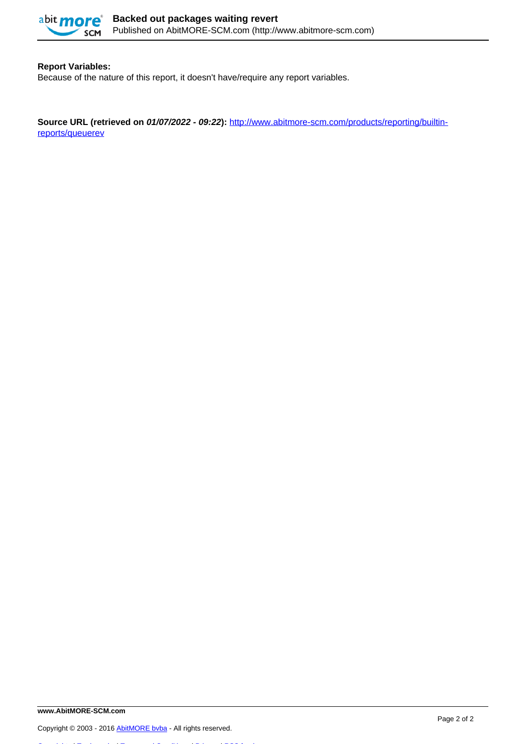**Report Variables:**
Because of the nature of this report, it doesn't have/require any report variables.

**Source URL (retrieved on *01/07/2022 - 09:22*):** http://www.abitmore-scm.com/products/reporting/builtin-reports/queuerev